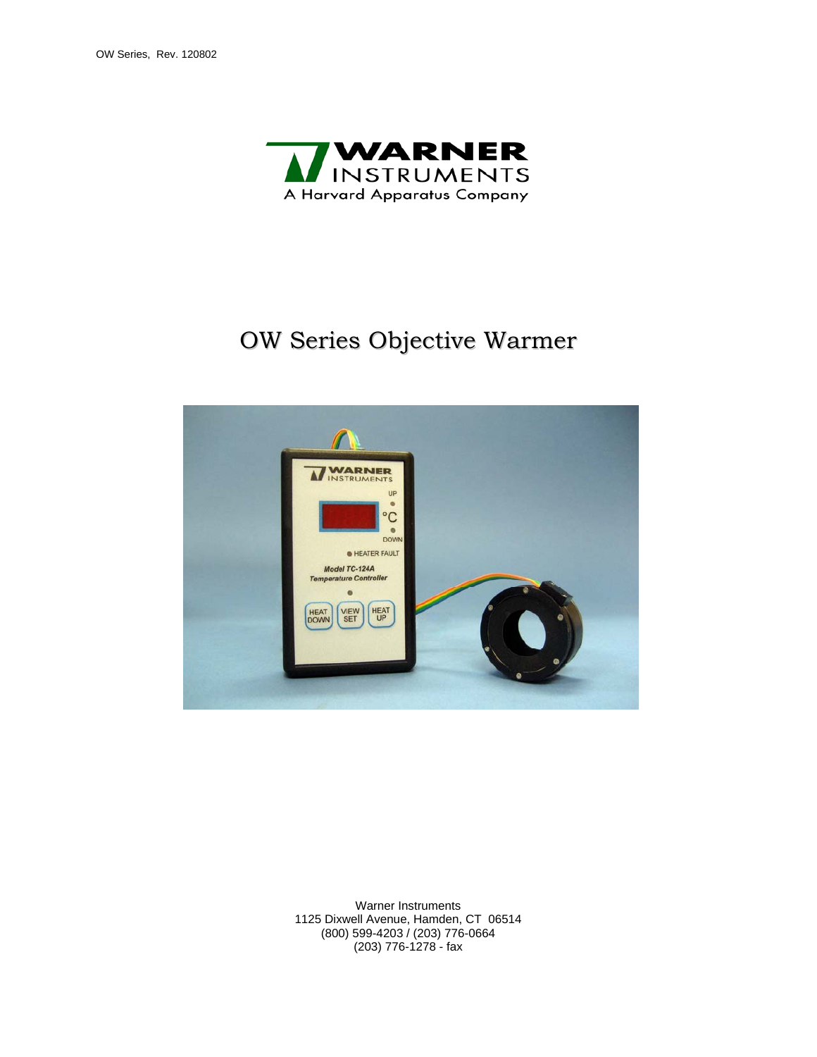WARNER INSTRUMENTS

A Harvard Apparatus Company

# OW Series Objective Warmer

Warner Instruments
1125 Dixwell Avenue, Hamden, CT 06514
(800) 599-4203 / (203) 776-0664
(203) 776-1278 - fax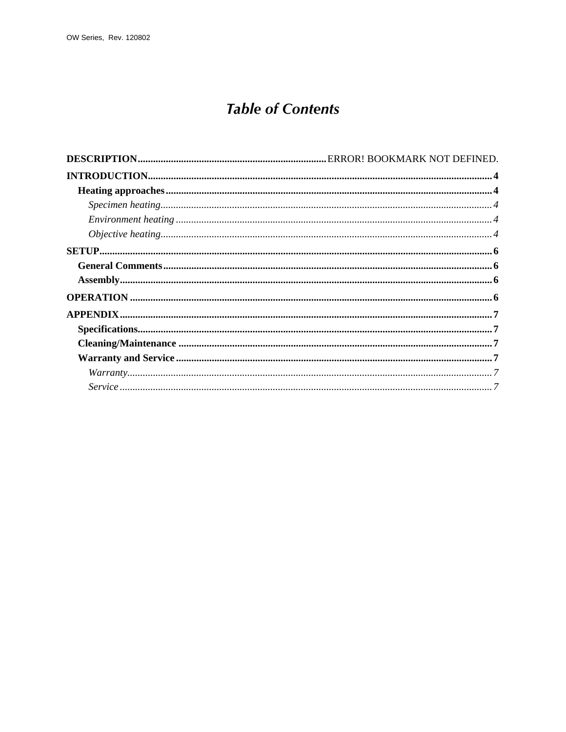# *Table of Contents*

**DESCRIPTION**......................................................................ERROR! BOOKMARK NOT DEFINED.

**INTRODUCTION**........................................................................................................................4

- **Heating approaches**...............................................................................................................4
  - *Specimen heating*...............................................................................................................4
  - *Environment heating*..........................................................................................................4
  - *Objective heating*...............................................................................................................4

**SETUP**........................................................................................................................................6

- **General Comments**...............................................................................................................6
- **Assembly**................................................................................................................................6

**OPERATION**..............................................................................................................................6

**APPENDIX**..................................................................................................................................7

- **Specifications**..........................................................................................................................7
- **Cleaning/Maintenance**...........................................................................................................7
- **Warranty and Service**............................................................................................................7
  - *Warranty*...........................................................................................................................7
  - *Service*..............................................................................................................................7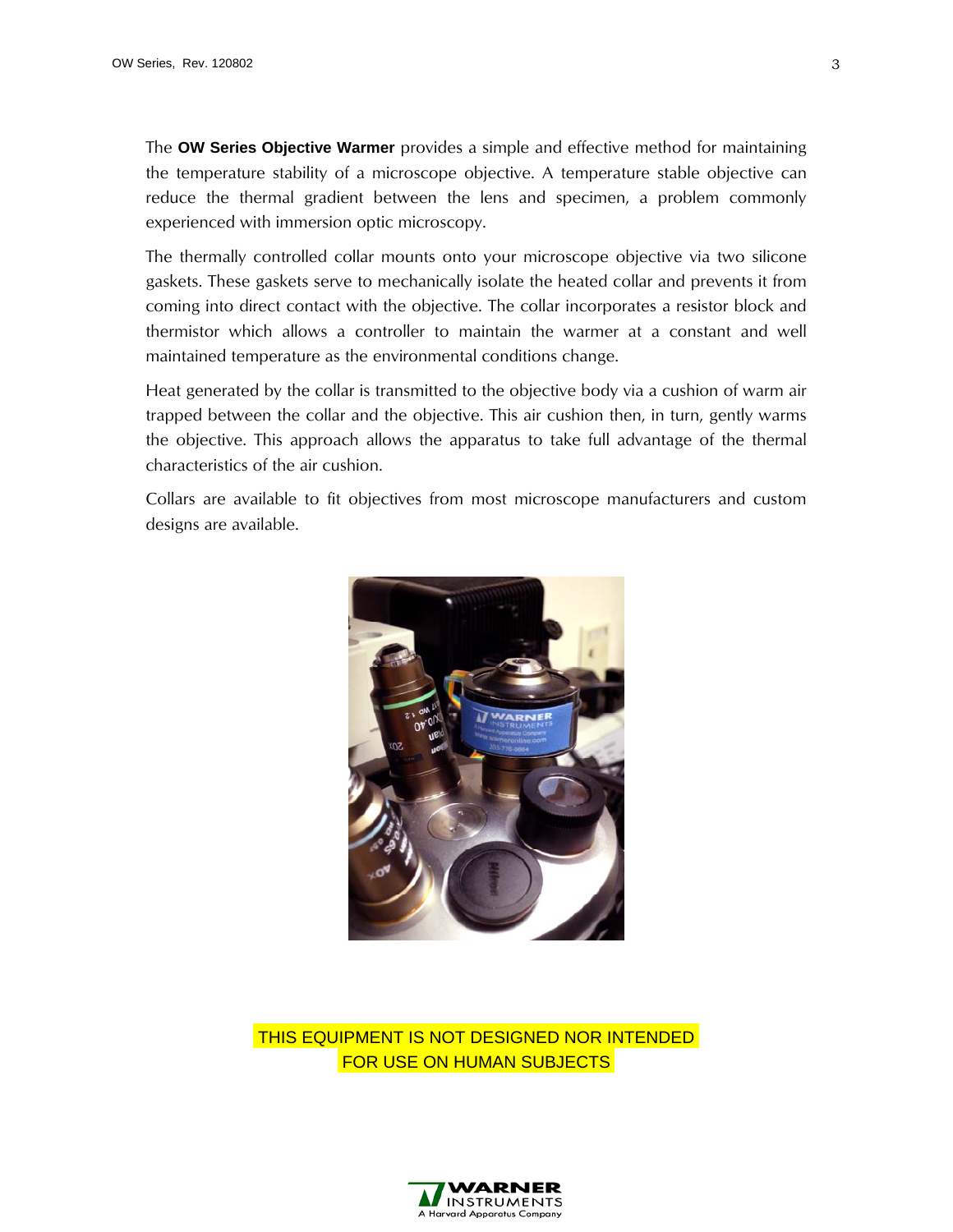The **OW Series Objective Warmer** provides a simple and effective method for maintaining the temperature stability of a microscope objective. A temperature stable objective can reduce the thermal gradient between the lens and specimen, a problem commonly experienced with immersion optic microscopy.

The thermally controlled collar mounts onto your microscope objective via two silicone gaskets. These gaskets serve to mechanically isolate the heated collar and prevents it from coming into direct contact with the objective. The collar incorporates a resistor block and thermistor which allows a controller to maintain the warmer at a constant and well maintained temperature as the environmental conditions change.

Heat generated by the collar is transmitted to the objective body via a cushion of warm air trapped between the collar and the objective. This air cushion then, in turn, gently warms the objective. This approach allows the apparatus to take full advantage of the thermal characteristics of the air cushion.

Collars are available to fit objectives from most microscope manufacturers and custom designs are available.

THIS EQUIPMENT IS NOT DESIGNED NOR INTENDED FOR USE ON HUMAN SUBJECTS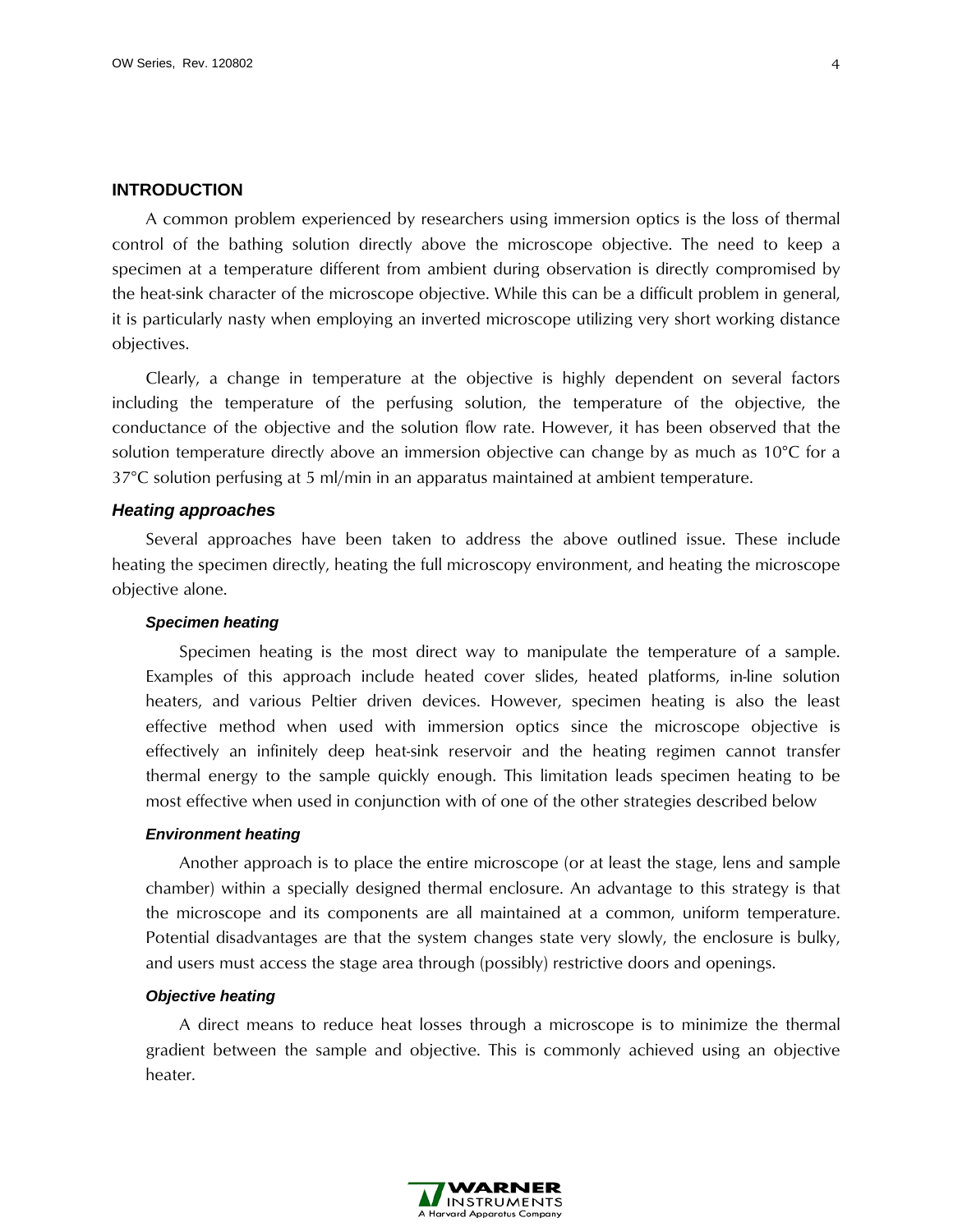## INTRODUCTION

A common problem experienced by researchers using immersion optics is the loss of thermal control of the bathing solution directly above the microscope objective. The need to keep a specimen at a temperature different from ambient during observation is directly compromised by the heat-sink character of the microscope objective. While this can be a difficult problem in general, it is particularly nasty when employing an inverted microscope utilizing very short working distance objectives.

Clearly, a change in temperature at the objective is highly dependent on several factors including the temperature of the perfusing solution, the temperature of the objective, the conductance of the objective and the solution flow rate. However, it has been observed that the solution temperature directly above an immersion objective can change by as much as 10°C for a 37°C solution perfusing at 5 ml/min in an apparatus maintained at ambient temperature.

### *Heating approaches*

Several approaches have been taken to address the above outlined issue. These include heating the specimen directly, heating the full microscopy environment, and heating the microscope objective alone.

#### *Specimen heating*

Specimen heating is the most direct way to manipulate the temperature of a sample. Examples of this approach include heated cover slides, heated platforms, in-line solution heaters, and various Peltier driven devices. However, specimen heating is also the least effective method when used with immersion optics since the microscope objective is effectively an infinitely deep heat-sink reservoir and the heating regimen cannot transfer thermal energy to the sample quickly enough. This limitation leads specimen heating to be most effective when used in conjunction with of one of the other strategies described below

#### *Environment heating*

Another approach is to place the entire microscope (or at least the stage, lens and sample chamber) within a specially designed thermal enclosure. An advantage to this strategy is that the microscope and its components are all maintained at a common, uniform temperature. Potential disadvantages are that the system changes state very slowly, the enclosure is bulky, and users must access the stage area through (possibly) restrictive doors and openings.

#### *Objective heating*

A direct means to reduce heat losses through a microscope is to minimize the thermal gradient between the sample and objective. This is commonly achieved using an objective heater.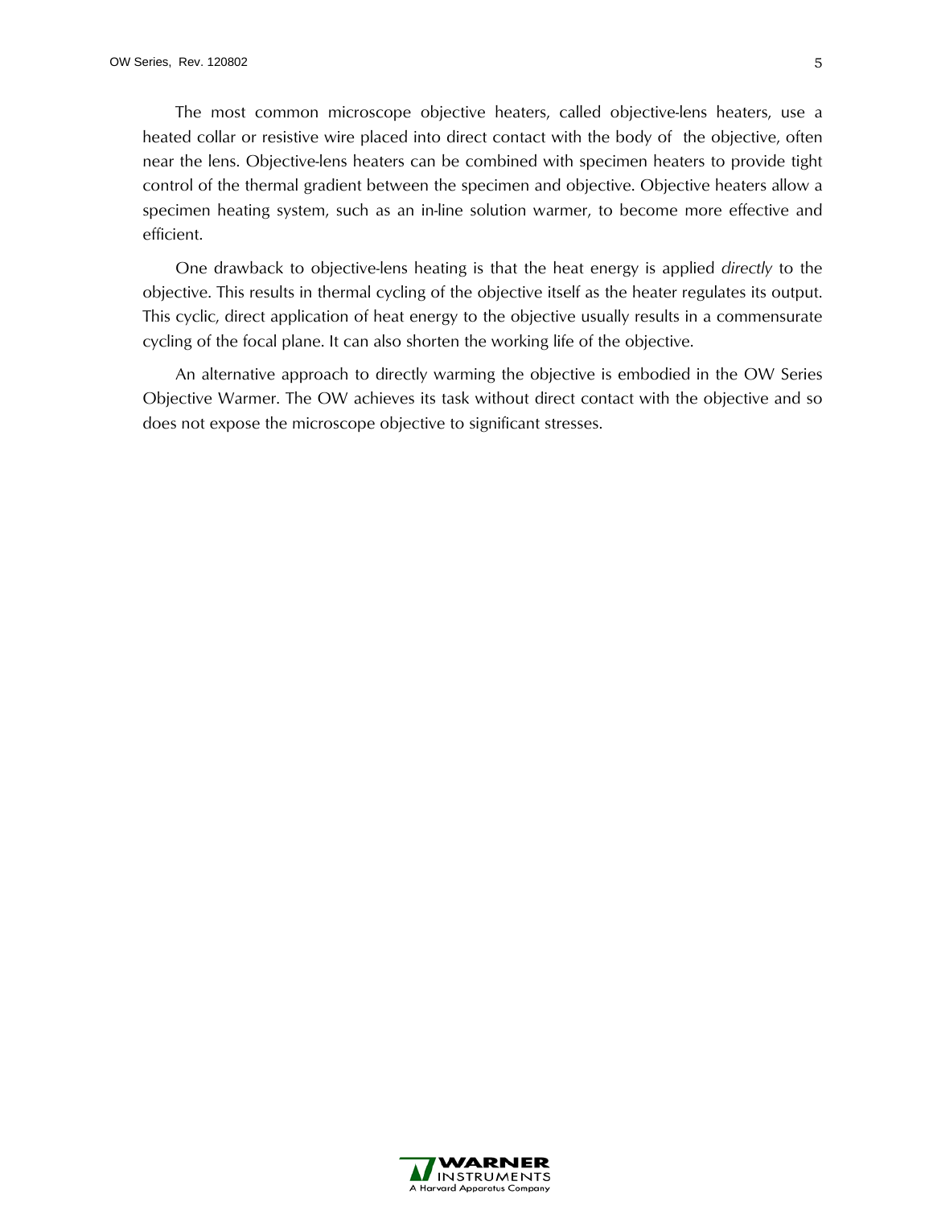The most common microscope objective heaters, called objective-lens heaters, use a heated collar or resistive wire placed into direct contact with the body of the objective, often near the lens. Objective-lens heaters can be combined with specimen heaters to provide tight control of the thermal gradient between the specimen and objective. Objective heaters allow a specimen heating system, such as an in-line solution warmer, to become more effective and efficient.

One drawback to objective-lens heating is that the heat energy is applied *directly* to the objective. This results in thermal cycling of the objective itself as the heater regulates its output. This cyclic, direct application of heat energy to the objective usually results in a commensurate cycling of the focal plane. It can also shorten the working life of the objective.

An alternative approach to directly warming the objective is embodied in the OW Series Objective Warmer. The OW achieves its task without direct contact with the objective and so does not expose the microscope objective to significant stresses.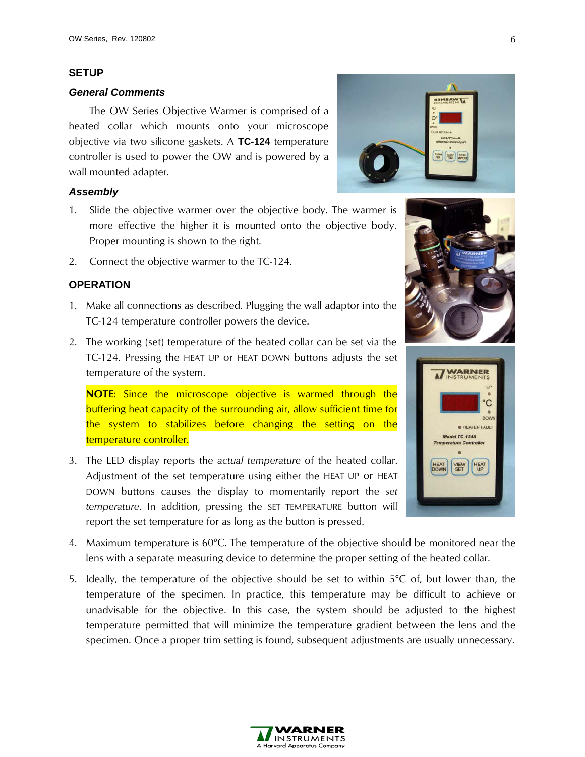## SETUP

### *General Comments*

The OW Series Objective Warmer is comprised of a heated collar which mounts onto your microscope objective via two silicone gaskets. A **TC-124** temperature controller is used to power the OW and is powered by a wall mounted adapter.

### *Assembly*

1. Slide the objective warmer over the objective body. The warmer is more effective the higher it is mounted onto the objective body. Proper mounting is shown to the right.
2. Connect the objective warmer to the TC-124.

## OPERATION

1. Make all connections as described. Plugging the wall adaptor into the TC-124 temperature controller powers the device.
2. The working (set) temperature of the heated collar can be set via the TC-124. Pressing the HEAT UP or HEAT DOWN buttons adjusts the set temperature of the system.

   **NOTE**: Since the microscope objective is warmed through the buffering heat capacity of the surrounding air, allow sufficient time for the system to stabilizes before changing the setting on the temperature controller.

3. The LED display reports the *actual temperature* of the heated collar. Adjustment of the set temperature using either the HEAT UP or HEAT DOWN buttons causes the display to momentarily report the *set temperature*. In addition, pressing the SET TEMPERATURE button will report the set temperature for as long as the button is pressed.
4. Maximum temperature is 60°C. The temperature of the objective should be monitored near the lens with a separate measuring device to determine the proper setting of the heated collar.
5. Ideally, the temperature of the objective should be set to within 5°C of, but lower than, the temperature of the specimen. In practice, this temperature may be difficult to achieve or unadvisable for the objective. In this case, the system should be adjusted to the highest temperature permitted that will minimize the temperature gradient between the lens and the specimen. Once a proper trim setting is found, subsequent adjustments are usually unnecessary.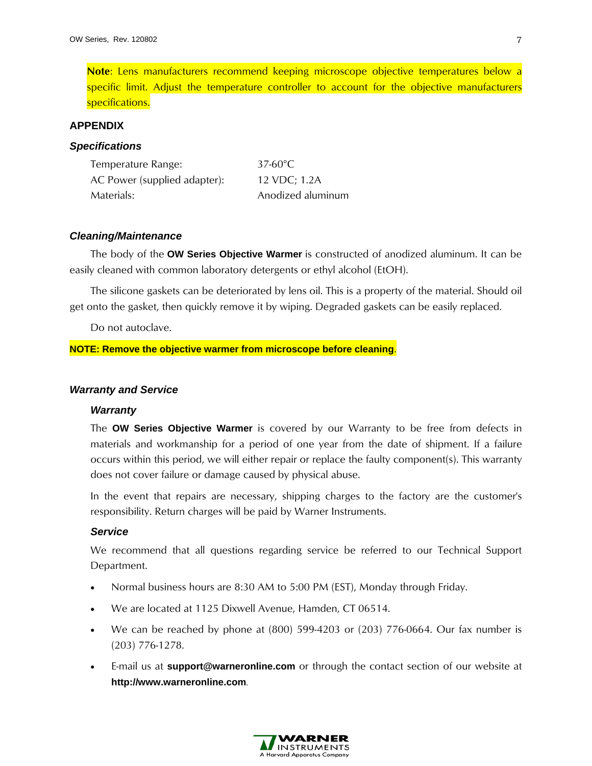**Note**: Lens manufacturers recommend keeping microscope objective temperatures below a specific limit. Adjust the temperature controller to account for the objective manufacturers specifications.

## APPENDIX

### *Specifications*

| | |
|---|---|
| Temperature Range: | 37-60°C |
| AC Power (supplied adapter): | 12 VDC; 1.2A |
| Materials: | Anodized aluminum |

### *Cleaning/Maintenance*

The body of the **OW Series Objective Warmer** is constructed of anodized aluminum. It can be easily cleaned with common laboratory detergents or ethyl alcohol (EtOH).

The silicone gaskets can be deteriorated by lens oil. This is a property of the material. Should oil get onto the gasket, then quickly remove it by wiping. Degraded gaskets can be easily replaced.

Do not autoclave.

**NOTE: Remove the objective warmer from microscope before cleaning**.

### *Warranty and Service*

#### *Warranty*

The **OW Series Objective Warmer** is covered by our Warranty to be free from defects in materials and workmanship for a period of one year from the date of shipment. If a failure occurs within this period, we will either repair or replace the faulty component(s). This warranty does not cover failure or damage caused by physical abuse.

In the event that repairs are necessary, shipping charges to the factory are the customer's responsibility. Return charges will be paid by Warner Instruments.

#### *Service*

We recommend that all questions regarding service be referred to our Technical Support Department.

- Normal business hours are 8:30 AM to 5:00 PM (EST), Monday through Friday.
- We are located at 1125 Dixwell Avenue, Hamden, CT 06514.
- We can be reached by phone at (800) 599-4203 or (203) 776-0664. Our fax number is (203) 776-1278.
- E-mail us at **support@warneronline.com** or through the contact section of our website at **http://www.warneronline.com**.

WARNER INSTRUMENTS
A Harvard Apparatus Company